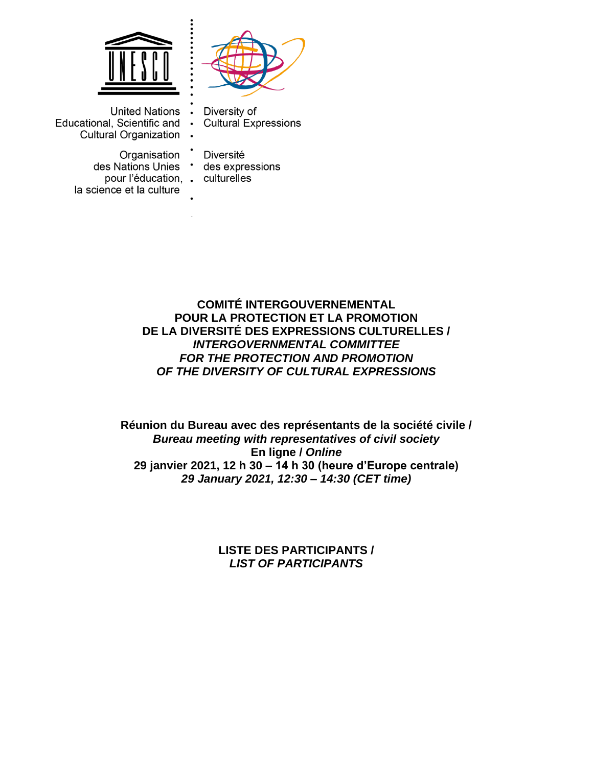United Nations
Educational, Scientific and
Cultural Organization

Organisation
des Nations Unies
pour l'éducation,
la science et la culture

Diversity of
Cultural Expressions

Diversité
des expressions
culturelles

# COMITÉ INTERGOUVERNEMENTAL POUR LA PROTECTION ET LA PROMOTION DE LA DIVERSITÉ DES EXPRESSIONS CULTURELLES / *INTERGOVERNMENTAL COMMITTEE FOR THE PROTECTION AND PROMOTION OF THE DIVERSITY OF CULTURAL EXPRESSIONS*

**Réunion du Bureau avec des représentants de la société civile /**
***Bureau meeting with representatives of civil society***
**En ligne /** ***Online***
**29 janvier 2021, 12 h 30 – 14 h 30 (heure d'Europe centrale)**
***29 January 2021, 12:30 – 14:30 (CET time)***

## LISTE DES PARTICIPANTS / *LIST OF PARTICIPANTS*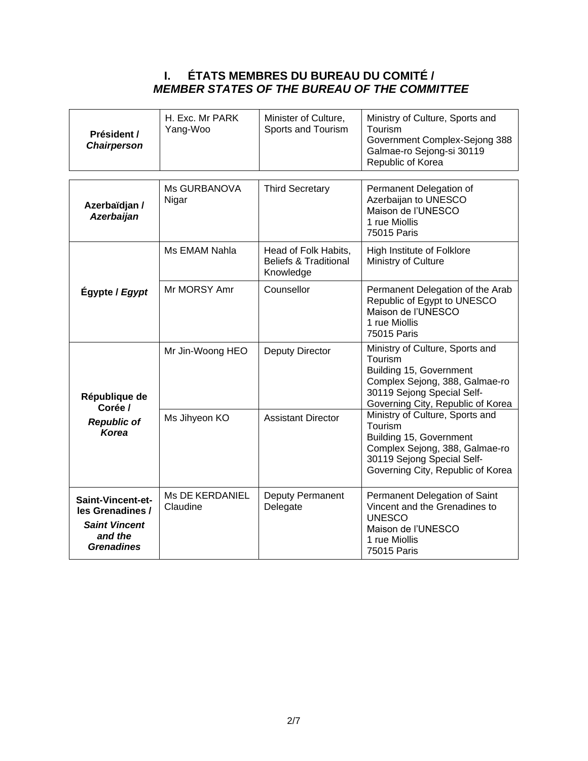# I. ÉTATS MEMBRES DU BUREAU DU COMITÉ / *MEMBER STATES OF THE BUREAU OF THE COMMITTEE*

| | | | |
|---|---|---|---|
| **Président /** ***Chairperson*** | H. Exc. Mr PARK Yang-Woo | Minister of Culture, Sports and Tourism | Ministry of Culture, Sports and Tourism<br>Government Complex-Sejong 388 Galmae-ro Sejong-si 30119<br>Republic of Korea |

| | | | |
|---|---|---|---|
| **Azerbaïdjan /** ***Azerbaijan*** | Ms GURBANOVA Nigar | Third Secretary | Permanent Delegation of Azerbaijan to UNESCO<br>Maison de l'UNESCO<br>1 rue Miollis<br>75015 Paris |
| **Égypte /** ***Egypt*** | Ms EMAM Nahla | Head of Folk Habits, Beliefs & Traditional Knowledge | High Institute of Folklore<br>Ministry of Culture |
| | Mr MORSY Amr | Counsellor | Permanent Delegation of the Arab Republic of Egypt to UNESCO<br>Maison de l'UNESCO<br>1 rue Miollis<br>75015 Paris |
| **République de Corée /** ***Republic of Korea*** | Mr Jin-Woong HEO | Deputy Director | Ministry of Culture, Sports and Tourism<br>Building 15, Government Complex Sejong, 388, Galmae-ro 30119 Sejong Special Self-Governing City, Republic of Korea |
| | Ms Jihyeon KO | Assistant Director | Ministry of Culture, Sports and Tourism<br>Building 15, Government Complex Sejong, 388, Galmae-ro 30119 Sejong Special Self-Governing City, Republic of Korea |
| **Saint-Vincent-et-les Grenadines /** ***Saint Vincent and the Grenadines*** | Ms DE KERDANIEL Claudine | Deputy Permanent Delegate | Permanent Delegation of Saint Vincent and the Grenadines to UNESCO<br>Maison de l'UNESCO<br>1 rue Miollis<br>75015 Paris |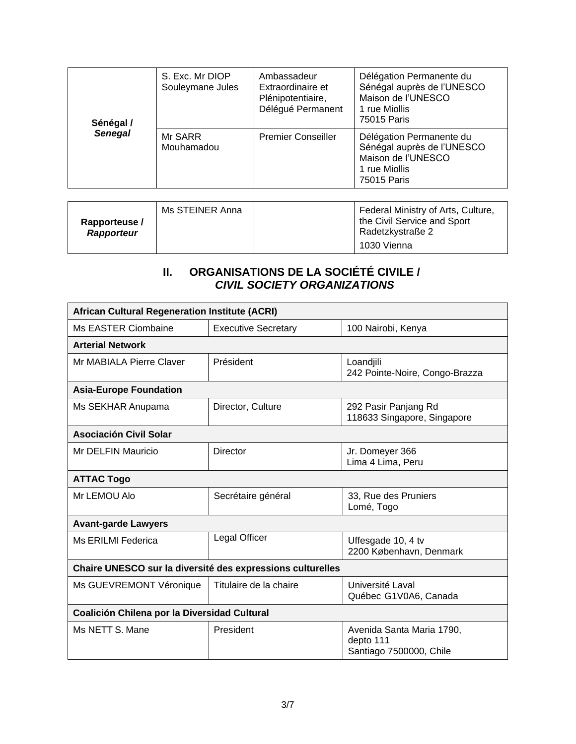| | | | |
|---|---|---|---|
| **Sénégal /** ***Senegal*** | S. Exc. Mr DIOP Souleymane Jules | Ambassadeur Extraordinaire et Plénipotentiaire, Délégué Permanent | Délégation Permanente du Sénégal auprès de l'UNESCO<br>Maison de l'UNESCO<br>1 rue Miollis<br>75015 Paris |
| | Mr SARR Mouhamadou | Premier Conseiller | Délégation Permanente du Sénégal auprès de l'UNESCO<br>Maison de l'UNESCO<br>1 rue Miollis<br>75015 Paris |

| | | | |
|---|---|---|---|
| **Rapporteuse /** ***Rapporteur*** | Ms STEINER Anna | | Federal Ministry of Arts, Culture, the Civil Service and Sport<br>Radetzkystraße 2<br>1030 Vienna |

## II. ORGANISATIONS DE LA SOCIÉTÉ CIVILE / *CIVIL SOCIETY ORGANIZATIONS*

| | | |
|---|---|---|
| **African Cultural Regeneration Institute (ACRI)** | | |
| Ms EASTER Ciombaine | Executive Secretary | 100 Nairobi, Kenya |
| **Arterial Network** | | |
| Mr MABIALA Pierre Claver | Président | Loandjili<br>242 Pointe-Noire, Congo-Brazza |
| **Asia-Europe Foundation** | | |
| Ms SEKHAR Anupama | Director, Culture | 292 Pasir Panjang Rd<br>118633 Singapore, Singapore |
| **Asociación Civil Solar** | | |
| Mr DELFIN Mauricio | Director | Jr. Domeyer 366<br>Lima 4 Lima, Peru |
| **ATTAC Togo** | | |
| Mr LEMOU Alo | Secrétaire général | 33, Rue des Pruniers<br>Lomé, Togo |
| **Avant-garde Lawyers** | | |
| Ms ERILMI Federica | Legal Officer | Uffesgade 10, 4 tv<br>2200 København, Denmark |
| **Chaire UNESCO sur la diversité des expressions culturelles** | | |
| Ms GUEVREMONT Véronique | Titulaire de la chaire | Université Laval<br>Québec G1V0A6, Canada |
| **Coalición Chilena por la Diversidad Cultural** | | |
| Ms NETT S. Mane | President | Avenida Santa Maria 1790, depto 111<br>Santiago 7500000, Chile |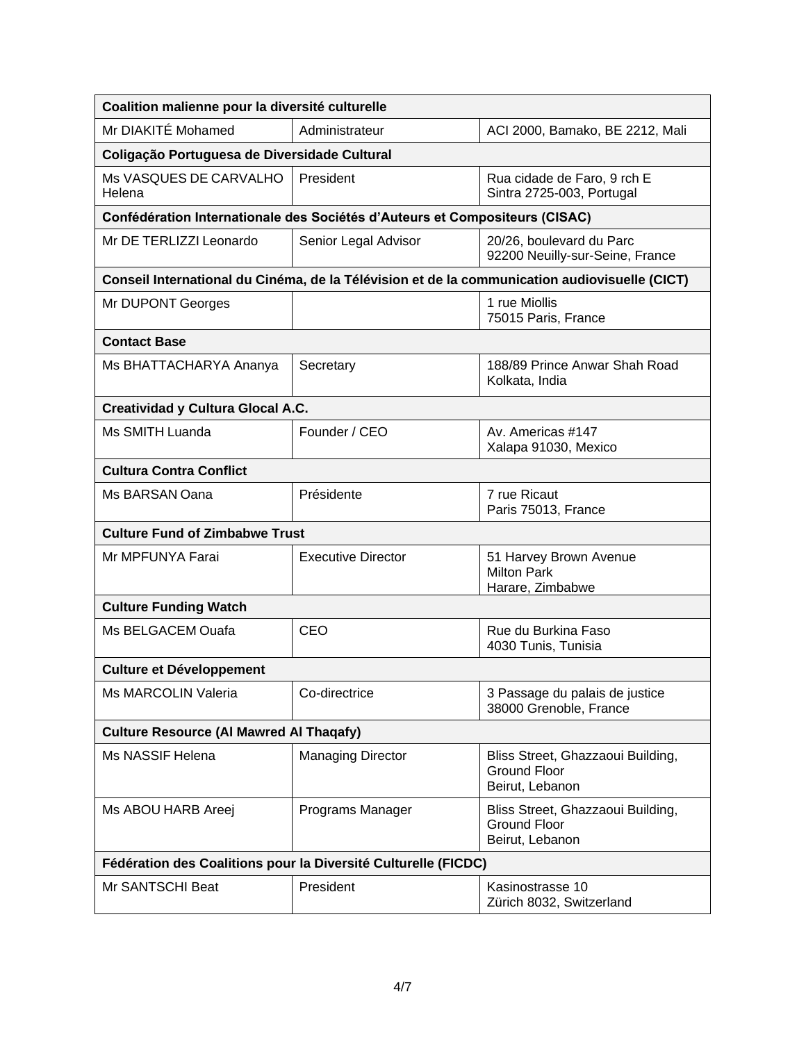| Coalition malienne pour la diversité culturelle | | |
|---|---|---|
| Mr DIAKITÉ Mohamed | Administrateur | ACI 2000, Bamako, BE 2212, Mali |
| **Coligação Portuguesa de Diversidade Cultural** | | |
| Ms VASQUES DE CARVALHO Helena | President | Rua cidade de Faro, 9 rch E<br>Sintra 2725-003, Portugal |
| **Confédération Internationale des Sociétés d'Auteurs et Compositeurs (CISAC)** | | |
| Mr DE TERLIZZI Leonardo | Senior Legal Advisor | 20/26, boulevard du Parc<br>92200 Neuilly-sur-Seine, France |
| **Conseil International du Cinéma, de la Télévision et de la communication audiovisuelle (CICT)** | | |
| Mr DUPONT Georges | | 1 rue Miollis<br>75015 Paris, France |
| **Contact Base** | | |
| Ms BHATTACHARYA Ananya | Secretary | 188/89 Prince Anwar Shah Road<br>Kolkata, India |
| **Creatividad y Cultura Glocal A.C.** | | |
| Ms SMITH Luanda | Founder / CEO | Av. Americas #147<br>Xalapa 91030, Mexico |
| **Cultura Contra Conflict** | | |
| Ms BARSAN Oana | Présidente | 7 rue Ricaut<br>Paris 75013, France |
| **Culture Fund of Zimbabwe Trust** | | |
| Mr MPFUNYA Farai | Executive Director | 51 Harvey Brown Avenue<br>Milton Park<br>Harare, Zimbabwe |
| **Culture Funding Watch** | | |
| Ms BELGACEM Ouafa | CEO | Rue du Burkina Faso<br>4030 Tunis, Tunisia |
| **Culture et Développement** | | |
| Ms MARCOLIN Valeria | Co-directrice | 3 Passage du palais de justice<br>38000 Grenoble, France |
| **Culture Resource (Al Mawred Al Thaqafy)** | | |
| Ms NASSIF Helena | Managing Director | Bliss Street, Ghazzaoui Building, Ground Floor<br>Beirut, Lebanon |
| Ms ABOU HARB Areej | Programs Manager | Bliss Street, Ghazzaoui Building, Ground Floor<br>Beirut, Lebanon |
| **Fédération des Coalitions pour la Diversité Culturelle (FICDC)** | | |
| Mr SANTSCHI Beat | President | Kasinostrasse 10<br>Zürich 8032, Switzerland |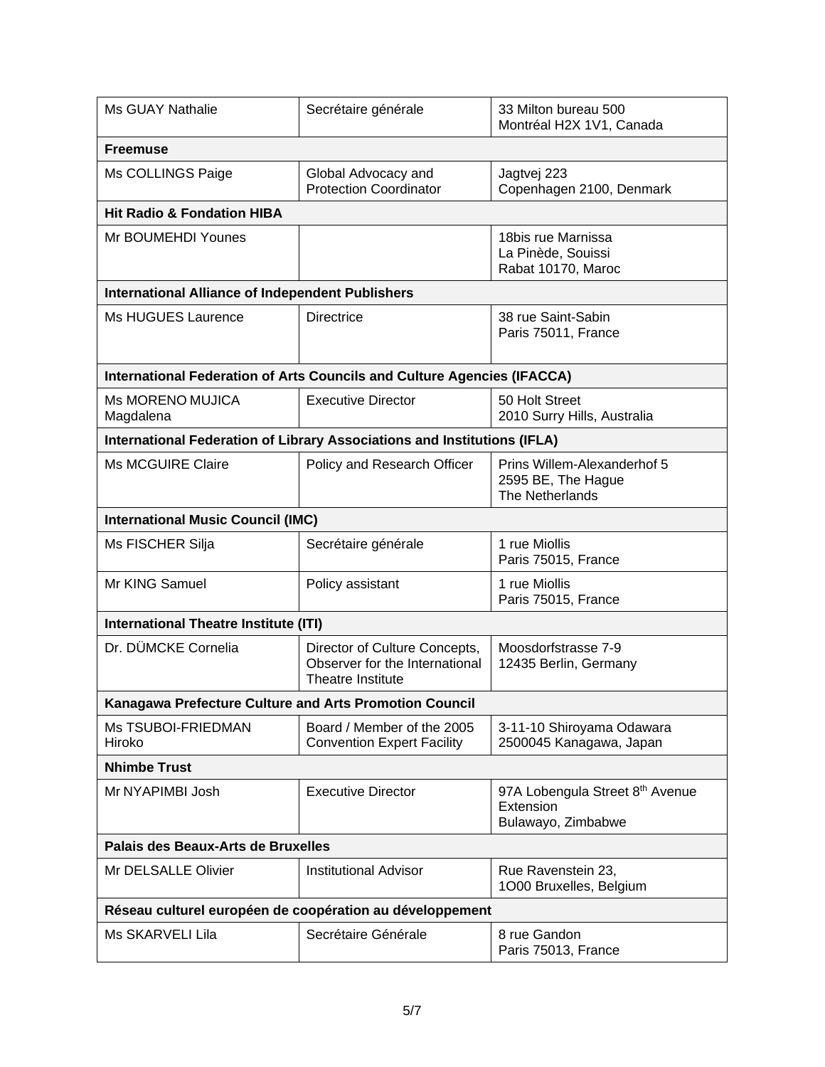| | | |
|---|---|---|
| Ms GUAY Nathalie | Secrétaire générale | 33 Milton bureau 500<br>Montréal H2X 1V1, Canada |
| **Freemuse** | | |
| Ms COLLINGS Paige | Global Advocacy and Protection Coordinator | Jagtvej 223<br>Copenhagen 2100, Denmark |
| **Hit Radio & Fondation HIBA** | | |
| Mr BOUMEHDI Younes | | 18bis rue Marnissa<br>La Pinède, Souissi<br>Rabat 10170, Maroc |
| **International Alliance of Independent Publishers** | | |
| Ms HUGUES Laurence | Directrice | 38 rue Saint-Sabin<br>Paris 75011, France |
| **International Federation of Arts Councils and Culture Agencies (IFACCA)** | | |
| Ms MORENO MUJICA Magdalena | Executive Director | 50 Holt Street<br>2010 Surry Hills, Australia |
| **International Federation of Library Associations and Institutions (IFLA)** | | |
| Ms MCGUIRE Claire | Policy and Research Officer | Prins Willem-Alexanderhof 5<br>2595 BE, The Hague<br>The Netherlands |
| **International Music Council (IMC)** | | |
| Ms FISCHER Silja | Secrétaire générale | 1 rue Miollis<br>Paris 75015, France |
| Mr KING Samuel | Policy assistant | 1 rue Miollis<br>Paris 75015, France |
| **International Theatre Institute (ITI)** | | |
| Dr. DÜMCKE Cornelia | Director of Culture Concepts, Observer for the International Theatre Institute | Moosdorfstrasse 7-9<br>12435 Berlin, Germany |
| **Kanagawa Prefecture Culture and Arts Promotion Council** | | |
| Ms TSUBOI-FRIEDMAN Hiroko | Board / Member of the 2005 Convention Expert Facility | 3-11-10 Shiroyama Odawara<br>2500045 Kanagawa, Japan |
| **Nhimbe Trust** | | |
| Mr NYAPIMBI Josh | Executive Director | 97A Lobengula Street 8th Avenue Extension<br>Bulawayo, Zimbabwe |
| **Palais des Beaux-Arts de Bruxelles** | | |
| Mr DELSALLE Olivier | Institutional Advisor | Rue Ravenstein 23,<br>1O00 Bruxelles, Belgium |
| **Réseau culturel européen de coopération au développement** | | |
| Ms SKARVELI Lila | Secrétaire Générale | 8 rue Gandon<br>Paris 75013, France |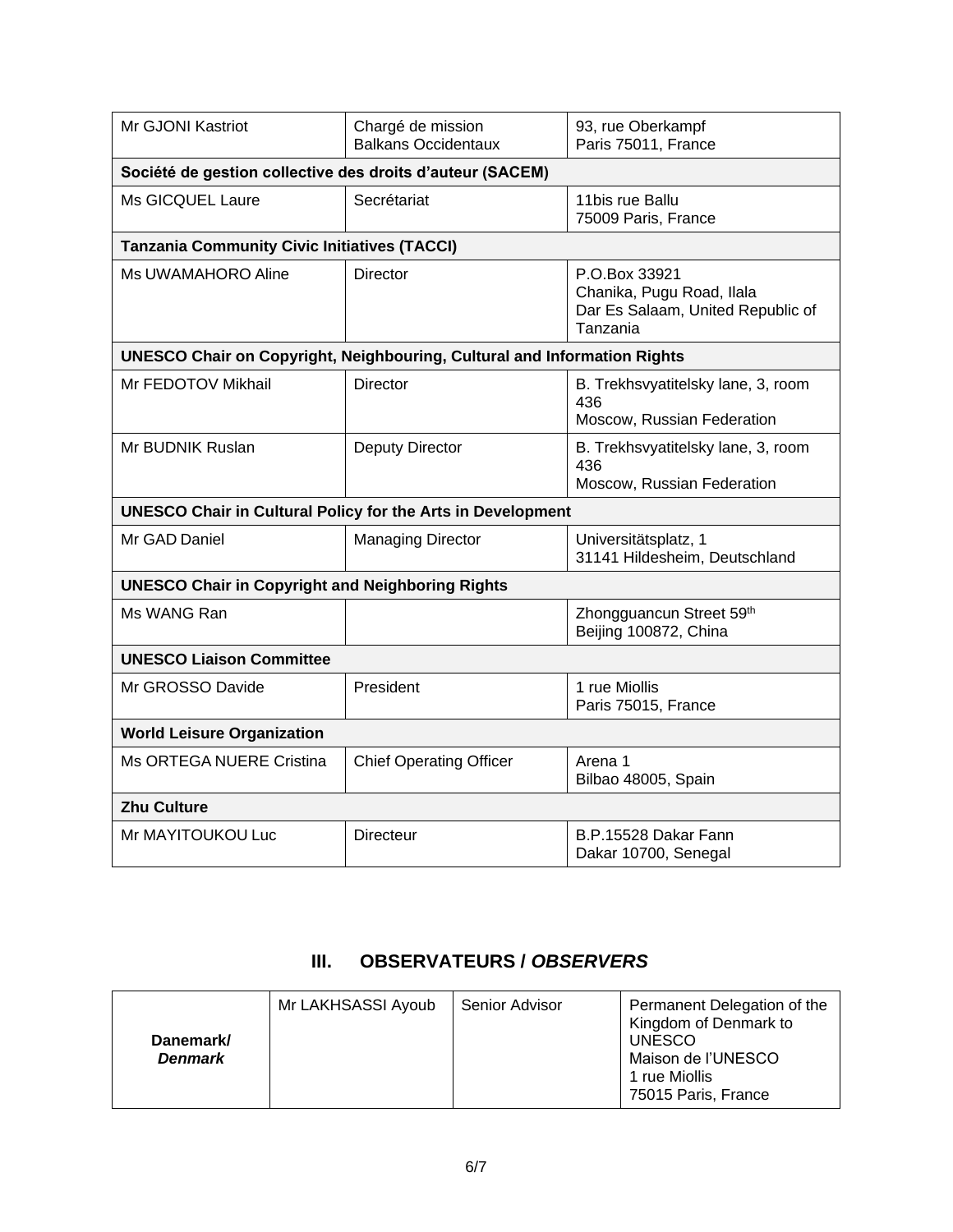| | | |
|---|---|---|
| Mr GJONI Kastriot | Chargé de mission<br>Balkans Occidentaux | 93, rue Oberkampf<br>Paris 75011, France |
| **Société de gestion collective des droits d'auteur (SACEM)** | | |
| Ms GICQUEL Laure | Secrétariat | 11bis rue Ballu<br>75009 Paris, France |
| **Tanzania Community Civic Initiatives (TACCI)** | | |
| Ms UWAMAHORO Aline | Director | P.O.Box 33921<br>Chanika, Pugu Road, Ilala<br>Dar Es Salaam, United Republic of Tanzania |
| **UNESCO Chair on Copyright, Neighbouring, Cultural and Information Rights** | | |
| Mr FEDOTOV Mikhail | Director | B. Trekhsvyatitelsky lane, 3, room 436<br>Moscow, Russian Federation |
| Mr BUDNIK Ruslan | Deputy Director | B. Trekhsvyatitelsky lane, 3, room 436<br>Moscow, Russian Federation |
| **UNESCO Chair in Cultural Policy for the Arts in Development** | | |
| Mr GAD Daniel | Managing Director | Universitätsplatz, 1<br>31141 Hildesheim, Deutschland |
| **UNESCO Chair in Copyright and Neighboring Rights** | | |
| Ms WANG Ran | | Zhongguancun Street 59th<br>Beijing 100872, China |
| **UNESCO Liaison Committee** | | |
| Mr GROSSO Davide | President | 1 rue Miollis<br>Paris 75015, France |
| **World Leisure Organization** | | |
| Ms ORTEGA NUERE Cristina | Chief Operating Officer | Arena 1<br>Bilbao 48005, Spain |
| **Zhu Culture** | | |
| Mr MAYITOUKOU Luc | Directeur | B.P.15528 Dakar Fann<br>Dakar 10700, Senegal |

## III. OBSERVATEURS / *OBSERVERS*

| | | | |
|---|---|---|---|
| **Danemark/**<br>***Denmark*** | Mr LAKHSASSI Ayoub | Senior Advisor | Permanent Delegation of the Kingdom of Denmark to UNESCO<br>Maison de l'UNESCO<br>1 rue Miollis<br>75015 Paris, France |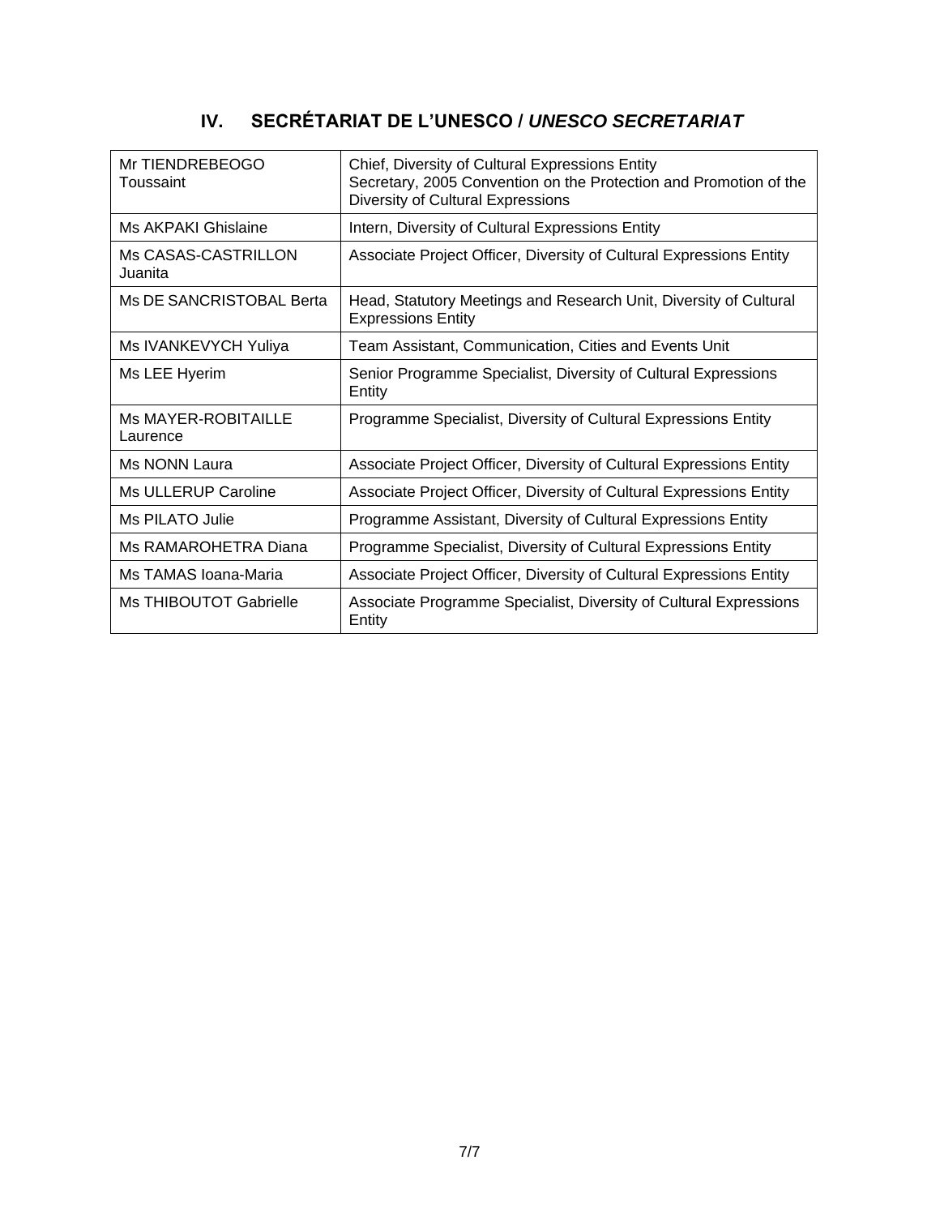## IV. SECRÉTARIAT DE L'UNESCO / *UNESCO SECRETARIAT*

| | |
|---|---|
| Mr TIENDREBEOGO Toussaint | Chief, Diversity of Cultural Expressions Entity<br>Secretary, 2005 Convention on the Protection and Promotion of the Diversity of Cultural Expressions |
| Ms AKPAKI Ghislaine | Intern, Diversity of Cultural Expressions Entity |
| Ms CASAS-CASTRILLON Juanita | Associate Project Officer, Diversity of Cultural Expressions Entity |
| Ms DE SANCRISTOBAL Berta | Head, Statutory Meetings and Research Unit, Diversity of Cultural Expressions Entity |
| Ms IVANKEVYCH Yuliya | Team Assistant, Communication, Cities and Events Unit |
| Ms LEE Hyerim | Senior Programme Specialist, Diversity of Cultural Expressions Entity |
| Ms MAYER-ROBITAILLE Laurence | Programme Specialist, Diversity of Cultural Expressions Entity |
| Ms NONN Laura | Associate Project Officer, Diversity of Cultural Expressions Entity |
| Ms ULLERUP Caroline | Associate Project Officer, Diversity of Cultural Expressions Entity |
| Ms PILATO Julie | Programme Assistant, Diversity of Cultural Expressions Entity |
| Ms RAMAROHETRA Diana | Programme Specialist, Diversity of Cultural Expressions Entity |
| Ms TAMAS Ioana-Maria | Associate Project Officer, Diversity of Cultural Expressions Entity |
| Ms THIBOUTOT Gabrielle | Associate Programme Specialist, Diversity of Cultural Expressions Entity |